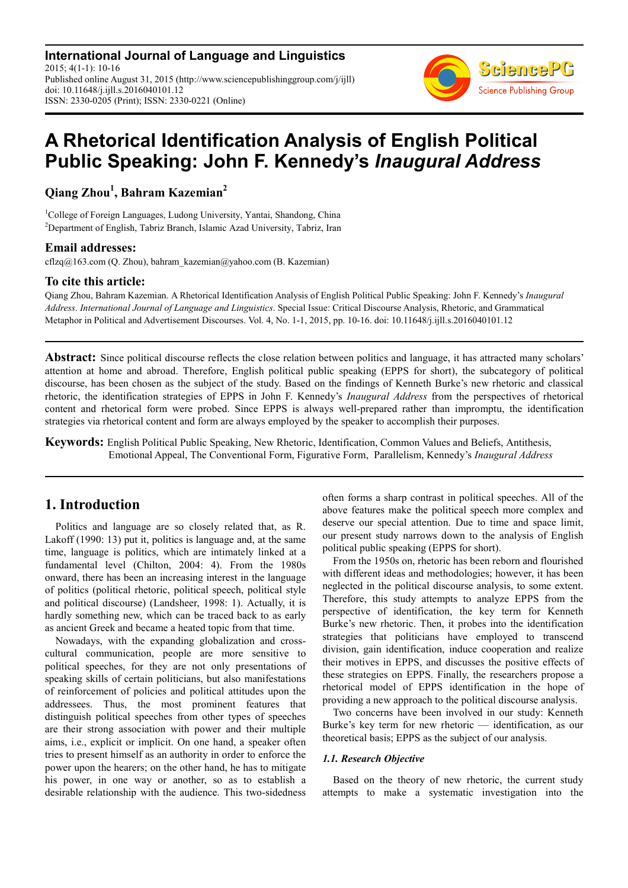International Journal of Language and Linguistics
2015; 4(1-1): 10-16
Published online August 31, 2015 (http://www.sciencepublishinggroup.com/j/ijll)
doi: 10.11648/j.ijll.s.2016040101.12
ISSN: 2330-0205 (Print); ISSN: 2330-0221 (Online)

# A Rhetorical Identification Analysis of English Political Public Speaking: John F. Kennedy's *Inaugural Address*

**Qiang Zhou[1], Bahram Kazemian[2]**

[1]College of Foreign Languages, Ludong University, Yantai, Shandong, China
[2]Department of English, Tabriz Branch, Islamic Azad University, Tabriz, Iran

**Email addresses:**
cflzq@163.com (Q. Zhou), bahram_kazemian@yahoo.com (B. Kazemian)

**To cite this article:**
Qiang Zhou, Bahram Kazemian. A Rhetorical Identification Analysis of English Political Public Speaking: John F. Kennedy's *Inaugural Address*. *International Journal of Language and Linguistics*. Special Issue: Critical Discourse Analysis, Rhetoric, and Grammatical Metaphor in Political and Advertisement Discourses. Vol. 4, No. 1-1, 2015, pp. 10-16. doi: 10.11648/j.ijll.s.2016040101.12

---

**Abstract:** Since political discourse reflects the close relation between politics and language, it has attracted many scholars' attention at home and abroad. Therefore, English political public speaking (EPPS for short), the subcategory of political discourse, has been chosen as the subject of the study. Based on the findings of Kenneth Burke's new rhetoric and classical rhetoric, the identification strategies of EPPS in John F. Kennedy's *Inaugural Address* from the perspectives of rhetorical content and rhetorical form were probed. Since EPPS is always well-prepared rather than impromptu, the identification strategies via rhetorical content and form are always employed by the speaker to accomplish their purposes.

**Keywords:** English Political Public Speaking, New Rhetoric, Identification, Common Values and Beliefs, Antithesis, Emotional Appeal, The Conventional Form, Figurative Form, Parallelism, Kennedy's *Inaugural Address*

---

## 1. Introduction

Politics and language are so closely related that, as R. Lakoff (1990: 13) put it, politics is language and, at the same time, language is politics, which are intimately linked at a fundamental level (Chilton, 2004: 4). From the 1980s onward, there has been an increasing interest in the language of politics (political rhetoric, political speech, political style and political discourse) (Landsheer, 1998: 1). Actually, it is hardly something new, which can be traced back to as early as ancient Greek and became a heated topic from that time.

Nowadays, with the expanding globalization and cross-cultural communication, people are more sensitive to political speeches, for they are not only presentations of speaking skills of certain politicians, but also manifestations of reinforcement of policies and political attitudes upon the addressees. Thus, the most prominent features that distinguish political speeches from other types of speeches are their strong association with power and their multiple aims, i.e., explicit or implicit. On one hand, a speaker often tries to present himself as an authority in order to enforce the power upon the hearers; on the other hand, he has to mitigate his power, in one way or another, so as to establish a desirable relationship with the audience. This two-sidedness often forms a sharp contrast in political speeches. All of the above features make the political speech more complex and deserve our special attention. Due to time and space limit, our present study narrows down to the analysis of English political public speaking (EPPS for short).

From the 1950s on, rhetoric has been reborn and flourished with different ideas and methodologies; however, it has been neglected in the political discourse analysis, to some extent. Therefore, this study attempts to analyze EPPS from the perspective of identification, the key term for Kenneth Burke's new rhetoric. Then, it probes into the identification strategies that politicians have employed to transcend division, gain identification, induce cooperation and realize their motives in EPPS, and discusses the positive effects of these strategies on EPPS. Finally, the researchers propose a rhetorical model of EPPS identification in the hope of providing a new approach to the political discourse analysis.

Two concerns have been involved in our study: Kenneth Burke's key term for new rhetoric — identification, as our theoretical basis; EPPS as the subject of our analysis.

### *1.1. Research Objective*

Based on the theory of new rhetoric, the current study attempts to make a systematic investigation into the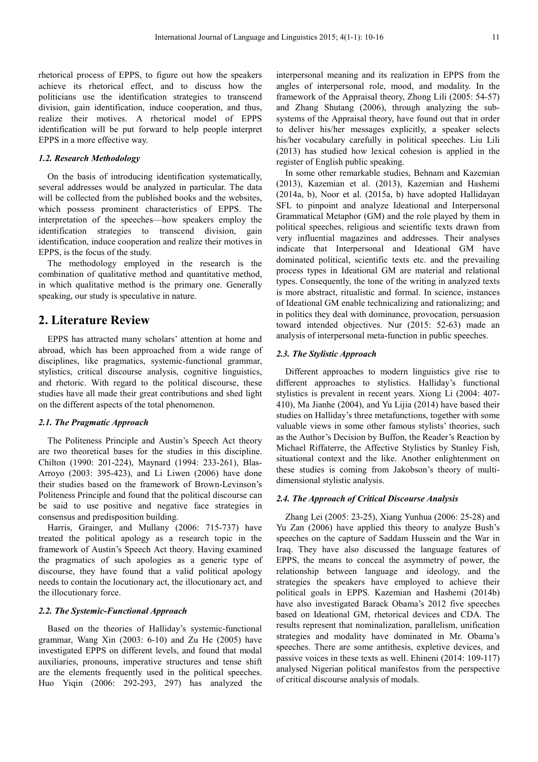rhetorical process of EPPS, to figure out how the speakers achieve its rhetorical effect, and to discuss how the politicians use the identification strategies to transcend division, gain identification, induce cooperation, and thus, realize their motives. A rhetorical model of EPPS identification will be put forward to help people interpret EPPS in a more effective way.

### *1.2. Research Methodology*

On the basis of introducing identification systematically, several addresses would be analyzed in particular. The data will be collected from the published books and the websites, which possess prominent characteristics of EPPS. The interpretation of the speeches—how speakers employ the identification strategies to transcend division, gain identification, induce cooperation and realize their motives in EPPS, is the focus of the study.

The methodology employed in the research is the combination of qualitative method and quantitative method, in which qualitative method is the primary one. Generally speaking, our study is speculative in nature.

## 2. Literature Review

EPPS has attracted many scholars' attention at home and abroad, which has been approached from a wide range of disciplines, like pragmatics, systemic-functional grammar, stylistics, critical discourse analysis, cognitive linguistics, and rhetoric. With regard to the political discourse, these studies have all made their great contributions and shed light on the different aspects of the total phenomenon.

### *2.1. The Pragmatic Approach*

The Politeness Principle and Austin's Speech Act theory are two theoretical bases for the studies in this discipline. Chilton (1990: 201-224), Maynard (1994: 233-261), Blas-Arroyo (2003: 395-423), and Li Liwen (2006) have done their studies based on the framework of Brown-Levinson's Politeness Principle and found that the political discourse can be said to use positive and negative face strategies in consensus and predisposition building.

Harris, Grainger, and Mullany (2006: 715-737) have treated the political apology as a research topic in the framework of Austin's Speech Act theory. Having examined the pragmatics of such apologies as a generic type of discourse, they have found that a valid political apology needs to contain the locutionary act, the illocutionary act, and the illocutionary force.

### *2.2. The Systemic-Functional Approach*

Based on the theories of Halliday's systemic-functional grammar, Wang Xin (2003: 6-10) and Zu He (2005) have investigated EPPS on different levels, and found that modal auxiliaries, pronouns, imperative structures and tense shift are the elements frequently used in the political speeches. Huo Yiqin (2006: 292-293, 297) has analyzed the interpersonal meaning and its realization in EPPS from the angles of interpersonal role, mood, and modality. In the framework of the Appraisal theory, Zhong Lili (2005: 54-57) and Zhang Shutang (2006), through analyzing the sub-systems of the Appraisal theory, have found out that in order to deliver his/her messages explicitly, a speaker selects his/her vocabulary carefully in political speeches. Liu Lili (2013) has studied how lexical cohesion is applied in the register of English public speaking.

In some other remarkable studies, Behnam and Kazemian (2013), Kazemian et al. (2013), Kazemian and Hashemi (2014a, b), Noor et al. (2015a, b) have adopted Hallidayan SFL to pinpoint and analyze Ideational and Interpersonal Grammatical Metaphor (GM) and the role played by them in political speeches, religious and scientific texts drawn from very influential magazines and addresses. Their analyses indicate that Interpersonal and Ideational GM have dominated political, scientific texts etc. and the prevailing process types in Ideational GM are material and relational types. Consequently, the tone of the writing in analyzed texts is more abstract, ritualistic and formal. In science, instances of Ideational GM enable technicalizing and rationalizing; and in politics they deal with dominance, provocation, persuasion toward intended objectives. Nur (2015: 52-63) made an analysis of interpersonal meta-function in public speeches.

### *2.3. The Stylistic Approach*

Different approaches to modern linguistics give rise to different approaches to stylistics. Halliday's functional stylistics is prevalent in recent years. Xiong Li (2004: 407-410), Ma Jianhe (2004), and Yu Lijia (2014) have based their studies on Halliday's three metafunctions, together with some valuable views in some other famous stylists' theories, such as the Author's Decision by Buffon, the Reader's Reaction by Michael Riffaterre, the Affective Stylistics by Stanley Fish, situational context and the like. Another enlightenment on these studies is coming from Jakobson's theory of multi-dimensional stylistic analysis.

### *2.4. The Approach of Critical Discourse Analysis*

Zhang Lei (2005: 23-25), Xiang Yunhua (2006: 25-28) and Yu Zan (2006) have applied this theory to analyze Bush's speeches on the capture of Saddam Hussein and the War in Iraq. They have also discussed the language features of EPPS, the means to conceal the asymmetry of power, the relationship between language and ideology, and the strategies the speakers have employed to achieve their political goals in EPPS. Kazemian and Hashemi (2014b) have also investigated Barack Obama's 2012 five speeches based on Ideational GM, rhetorical devices and CDA. The results represent that nominalization, parallelism, unification strategies and modality have dominated in Mr. Obama's speeches. There are some antithesis, expletive devices, and passive voices in these texts as well. Ehineni (2014: 109-117) analysed Nigerian political manifestos from the perspective of critical discourse analysis of modals.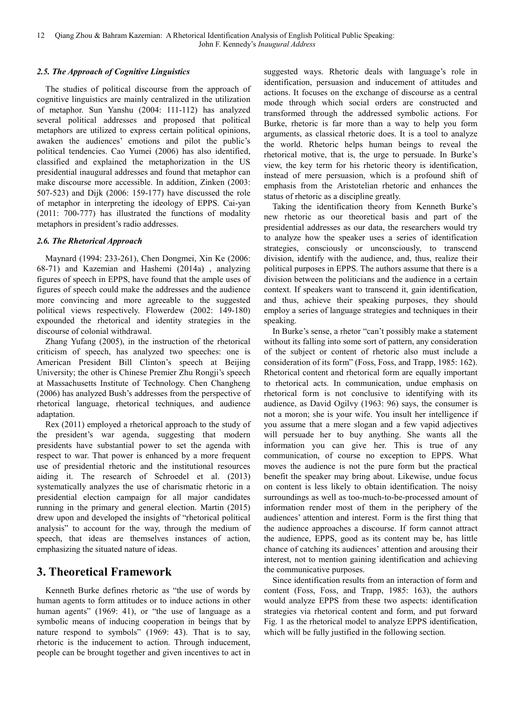### *2.5. The Approach of Cognitive Linguistics*

The studies of political discourse from the approach of cognitive linguistics are mainly centralized in the utilization of metaphor. Sun Yanshu (2004: 111-112) has analyzed several political addresses and proposed that political metaphors are utilized to express certain political opinions, awaken the audiences' emotions and pilot the public's political tendencies. Cao Yumei (2006) has also identified, classified and explained the metaphorization in the US presidential inaugural addresses and found that metaphor can make discourse more accessible. In addition, Zinken (2003: 507-523) and Dijk (2006: 159-177) have discussed the role of metaphor in interpreting the ideology of EPPS. Cai-yan (2011: 700-777) has illustrated the functions of modality metaphors in president's radio addresses.

### *2.6. The Rhetorical Approach*

Maynard (1994: 233-261), Chen Dongmei, Xin Ke (2006: 68-71) and Kazemian and Hashemi (2014a) , analyzing figures of speech in EPPS, have found that the ample uses of figures of speech could make the addresses and the audience more convincing and more agreeable to the suggested political views respectively. Flowerdew (2002: 149-180) expounded the rhetorical and identity strategies in the discourse of colonial withdrawal.

Zhang Yufang (2005), in the instruction of the rhetorical criticism of speech, has analyzed two speeches: one is American President Bill Clinton's speech at Beijing University; the other is Chinese Premier Zhu Rongji's speech at Massachusetts Institute of Technology. Chen Changheng (2006) has analyzed Bush's addresses from the perspective of rhetorical language, rhetorical techniques, and audience adaptation.

Rex (2011) employed a rhetorical approach to the study of the president's war agenda, suggesting that modern presidents have substantial power to set the agenda with respect to war. That power is enhanced by a more frequent use of presidential rhetoric and the institutional resources aiding it. The research of Schroedel et al. (2013) systematically analyzes the use of charismatic rhetoric in a presidential election campaign for all major candidates running in the primary and general election. Martin (2015) drew upon and developed the insights of "rhetorical political analysis" to account for the way, through the medium of speech, that ideas are themselves instances of action, emphasizing the situated nature of ideas.

## 3. Theoretical Framework

Kenneth Burke defines rhetoric as "the use of words by human agents to form attitudes or to induce actions in other human agents" (1969: 41), or "the use of language as a symbolic means of inducing cooperation in beings that by nature respond to symbols" (1969: 43). That is to say, rhetoric is the inducement to action. Through inducement, people can be brought together and given incentives to act in suggested ways. Rhetoric deals with language's role in identification, persuasion and inducement of attitudes and actions. It focuses on the exchange of discourse as a central mode through which social orders are constructed and transformed through the addressed symbolic actions. For Burke, rhetoric is far more than a way to help you form arguments, as classical rhetoric does. It is a tool to analyze the world. Rhetoric helps human beings to reveal the rhetorical motive, that is, the urge to persuade. In Burke's view, the key term for his rhetoric theory is identification, instead of mere persuasion, which is a profound shift of emphasis from the Aristotelian rhetoric and enhances the status of rhetoric as a discipline greatly.

Taking the identification theory from Kenneth Burke's new rhetoric as our theoretical basis and part of the presidential addresses as our data, the researchers would try to analyze how the speaker uses a series of identification strategies, consciously or unconsciously, to transcend division, identify with the audience, and, thus, realize their political purposes in EPPS. The authors assume that there is a division between the politicians and the audience in a certain context. If speakers want to transcend it, gain identification, and thus, achieve their speaking purposes, they should employ a series of language strategies and techniques in their speaking.

In Burke's sense, a rhetor "can't possibly make a statement without its falling into some sort of pattern, any consideration of the subject or content of rhetoric also must include a consideration of its form" (Foss, Foss, and Trapp, 1985: 162). Rhetorical content and rhetorical form are equally important to rhetorical acts. In communication, undue emphasis on rhetorical form is not conclusive to identifying with its audience, as David Ogilvy (1963: 96) says, the consumer is not a moron; she is your wife. You insult her intelligence if you assume that a mere slogan and a few vapid adjectives will persuade her to buy anything. She wants all the information you can give her. This is true of any communication, of course no exception to EPPS. What moves the audience is not the pure form but the practical benefit the speaker may bring about. Likewise, undue focus on content is less likely to obtain identification. The noisy surroundings as well as too-much-to-be-processed amount of information render most of them in the periphery of the audiences' attention and interest. Form is the first thing that the audience approaches a discourse. If form cannot attract the audience, EPPS, good as its content may be, has little chance of catching its audiences' attention and arousing their interest, not to mention gaining identification and achieving the communicative purposes.

Since identification results from an interaction of form and content (Foss, Foss, and Trapp, 1985: 163), the authors would analyze EPPS from these two aspects: identification strategies via rhetorical content and form, and put forward Fig. 1 as the rhetorical model to analyze EPPS identification, which will be fully justified in the following section.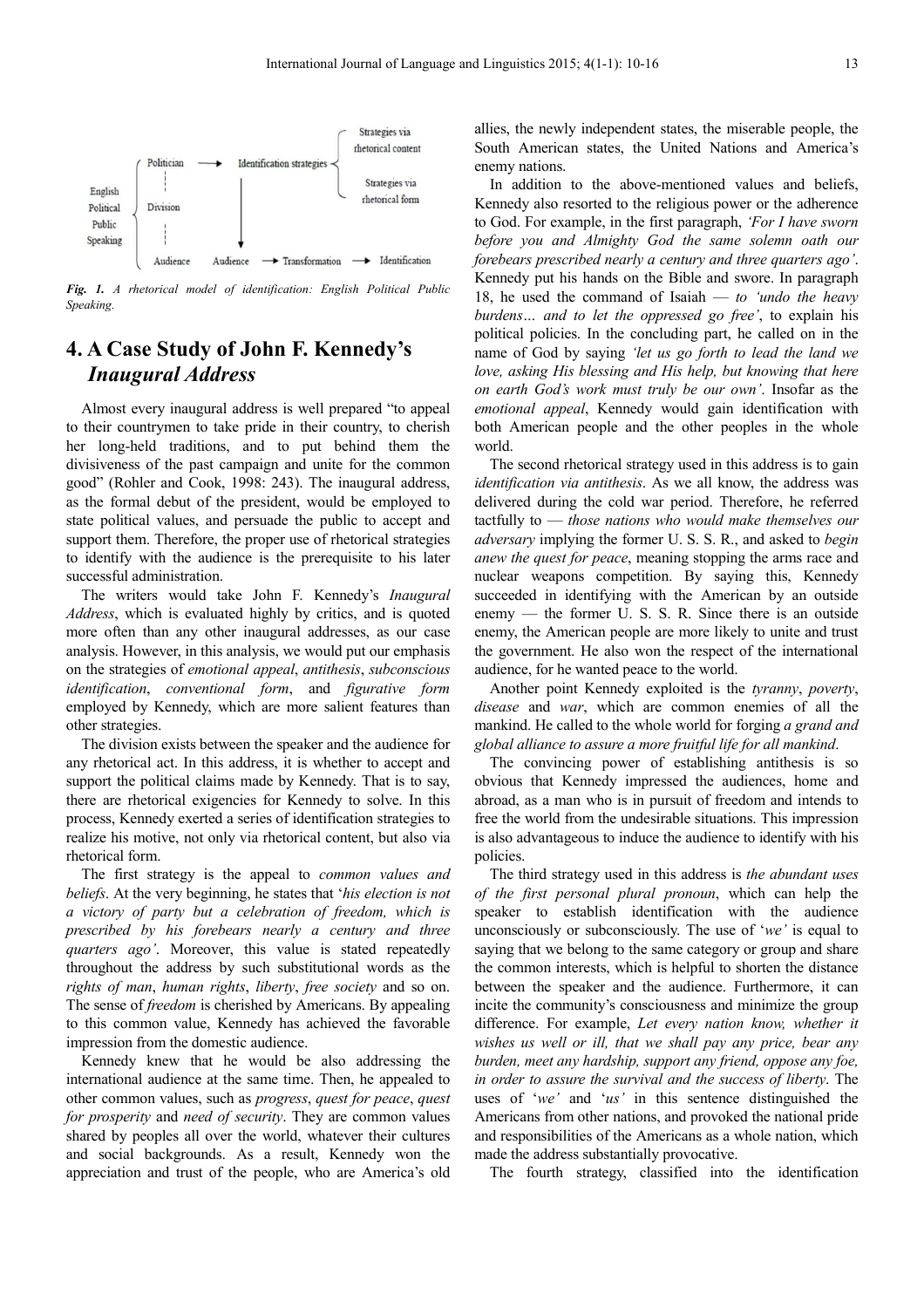*Fig. 1. A rhetorical model of identification: English Political Public Speaking.*

# 4. A Case Study of John F. Kennedy's *Inaugural Address*

Almost every inaugural address is well prepared "to appeal to their countrymen to take pride in their country, to cherish her long-held traditions, and to put behind them the divisiveness of the past campaign and unite for the common good" (Rohler and Cook, 1998: 243). The inaugural address, as the formal debut of the president, would be employed to state political values, and persuade the public to accept and support them. Therefore, the proper use of rhetorical strategies to identify with the audience is the prerequisite to his later successful administration.

The writers would take John F. Kennedy's *Inaugural Address*, which is evaluated highly by critics, and is quoted more often than any other inaugural addresses, as our case analysis. However, in this analysis, we would put our emphasis on the strategies of *emotional appeal*, *antithesis*, *subconscious identification*, *conventional form*, and *figurative form* employed by Kennedy, which are more salient features than other strategies.

The division exists between the speaker and the audience for any rhetorical act. In this address, it is whether to accept and support the political claims made by Kennedy. That is to say, there are rhetorical exigencies for Kennedy to solve. In this process, Kennedy exerted a series of identification strategies to realize his motive, not only via rhetorical content, but also via rhetorical form.

The first strategy is the appeal to *common values and beliefs*. At the very beginning, he states that '*his election is not a victory of party but a celebration of freedom, which is prescribed by his forebears nearly a century and three quarters ago'*. Moreover, this value is stated repeatedly throughout the address by such substitutional words as the *rights of man*, *human rights*, *liberty*, *free society* and so on. The sense of *freedom* is cherished by Americans. By appealing to this common value, Kennedy has achieved the favorable impression from the domestic audience.

Kennedy knew that he would be also addressing the international audience at the same time. Then, he appealed to other common values, such as *progress*, *quest for peace*, *quest for prosperity* and *need of security*. They are common values shared by peoples all over the world, whatever their cultures and social backgrounds. As a result, Kennedy won the appreciation and trust of the people, who are America's old allies, the newly independent states, the miserable people, the South American states, the United Nations and America's enemy nations.

In addition to the above-mentioned values and beliefs, Kennedy also resorted to the religious power or the adherence to God. For example, in the first paragraph, *'For I have sworn before you and Almighty God the same solemn oath our forebears prescribed nearly a century and three quarters ago'*. Kennedy put his hands on the Bible and swore. In paragraph 18, he used the command of Isaiah — *to 'undo the heavy burdens… and to let the oppressed go free'*, to explain his political policies. In the concluding part, he called on in the name of God by saying *'let us go forth to lead the land we love, asking His blessing and His help, but knowing that here on earth God's work must truly be our own'*. Insofar as the *emotional appeal*, Kennedy would gain identification with both American people and the other peoples in the whole world.

The second rhetorical strategy used in this address is to gain *identification via antithesis*. As we all know, the address was delivered during the cold war period. Therefore, he referred tactfully to — *those nations who would make themselves our adversary* implying the former U. S. S. R., and asked to *begin anew the quest for peace*, meaning stopping the arms race and nuclear weapons competition. By saying this, Kennedy succeeded in identifying with the American by an outside enemy — the former U. S. S. R. Since there is an outside enemy, the American people are more likely to unite and trust the government. He also won the respect of the international audience, for he wanted peace to the world.

Another point Kennedy exploited is the *tyranny*, *poverty*, *disease* and *war*, which are common enemies of all the mankind. He called to the whole world for forging *a grand and global alliance to assure a more fruitful life for all mankind*.

The convincing power of establishing antithesis is so obvious that Kennedy impressed the audiences, home and abroad, as a man who is in pursuit of freedom and intends to free the world from the undesirable situations. This impression is also advantageous to induce the audience to identify with his policies.

The third strategy used in this address is *the abundant uses of the first personal plural pronoun*, which can help the speaker to establish identification with the audience unconsciously or subconsciously. The use of '*we'* is equal to saying that we belong to the same category or group and share the common interests, which is helpful to shorten the distance between the speaker and the audience. Furthermore, it can incite the community's consciousness and minimize the group difference. For example, *Let every nation know, whether it wishes us well or ill, that we shall pay any price, bear any burden, meet any hardship, support any friend, oppose any foe, in order to assure the survival and the success of liberty*. The uses of '*we'* and '*us'* in this sentence distinguished the Americans from other nations, and provoked the national pride and responsibilities of the Americans as a whole nation, which made the address substantially provocative.

The fourth strategy, classified into the identification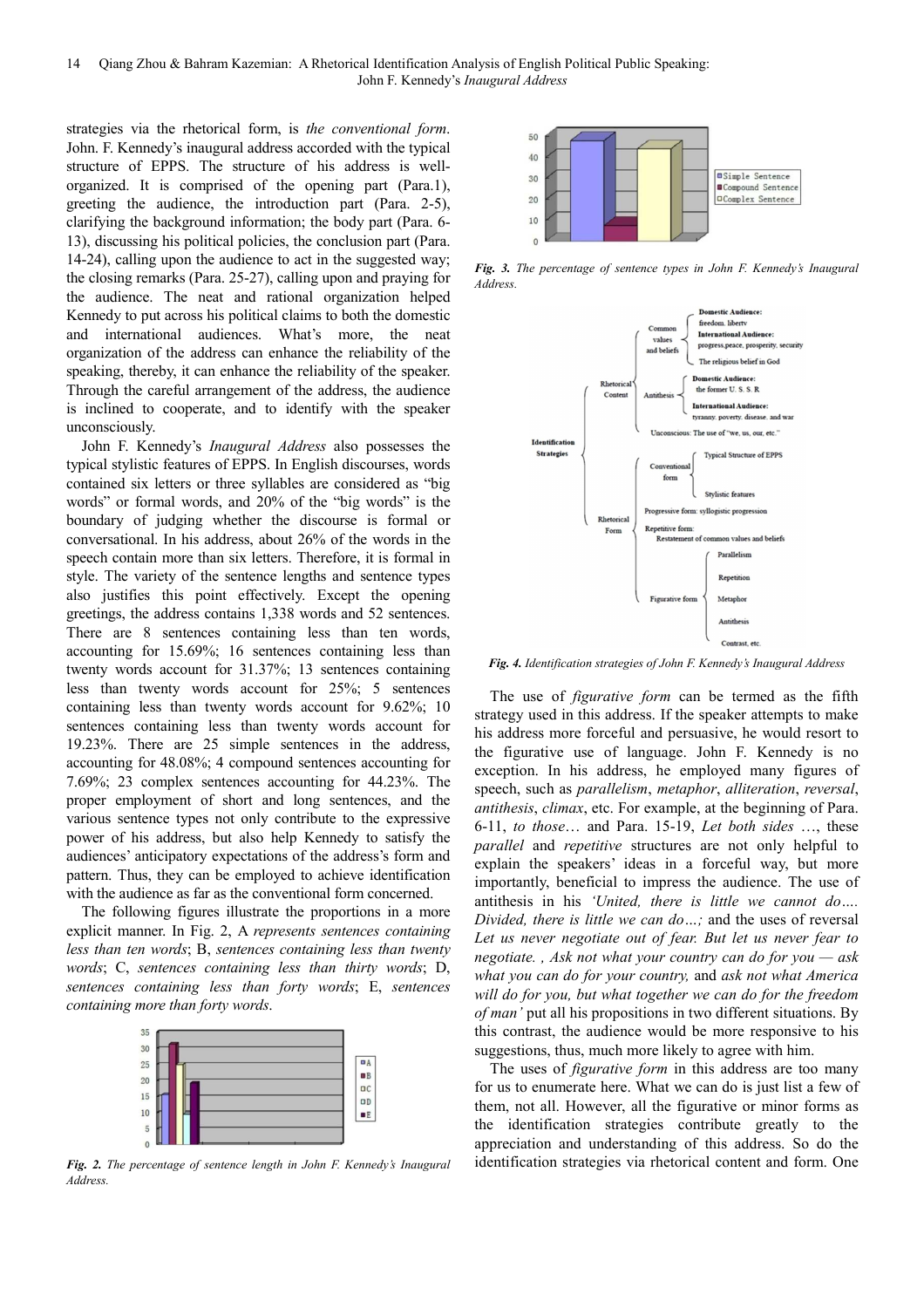strategies via the rhetorical form, is *the conventional form*. John. F. Kennedy's inaugural address accorded with the typical structure of EPPS. The structure of his address is well-organized. It is comprised of the opening part (Para.1), greeting the audience, the introduction part (Para. 2-5), clarifying the background information; the body part (Para. 6-13), discussing his political policies, the conclusion part (Para. 14-24), calling upon the audience to act in the suggested way; the closing remarks (Para. 25-27), calling upon and praying for the audience. The neat and rational organization helped Kennedy to put across his political claims to both the domestic and international audiences. What's more, the neat organization of the address can enhance the reliability of the speaking, thereby, it can enhance the reliability of the speaker. Through the careful arrangement of the address, the audience is inclined to cooperate, and to identify with the speaker unconsciously.

John F. Kennedy's *Inaugural Address* also possesses the typical stylistic features of EPPS. In English discourses, words contained six letters or three syllables are considered as "big words" or formal words, and 20% of the "big words" is the boundary of judging whether the discourse is formal or conversational. In his address, about 26% of the words in the speech contain more than six letters. Therefore, it is formal in style. The variety of the sentence lengths and sentence types also justifies this point effectively. Except the opening greetings, the address contains 1,338 words and 52 sentences. There are 8 sentences containing less than ten words, accounting for 15.69%; 16 sentences containing less than twenty words account for 31.37%; 13 sentences containing less than twenty words account for 25%; 5 sentences containing less than twenty words account for 9.62%; 10 sentences containing less than twenty words account for 19.23%. There are 25 simple sentences in the address, accounting for 48.08%; 4 compound sentences accounting for 7.69%; 23 complex sentences accounting for 44.23%. The proper employment of short and long sentences, and the various sentence types not only contribute to the expressive power of his address, but also help Kennedy to satisfy the audiences' anticipatory expectations of the address's form and pattern. Thus, they can be employed to achieve identification with the audience as far as the conventional form concerned.

The following figures illustrate the proportions in a more explicit manner. In Fig. 2, A *represents sentences containing less than ten words*; B, *sentences containing less than twenty words*; C, *sentences containing less than thirty words*; D, *sentences containing less than forty words*; E, *sentences containing more than forty words*.

***Fig. 2.*** *The percentage of sentence length in John F. Kennedy's Inaugural Address.*

***Fig. 3.*** *The percentage of sentence types in John F. Kennedy's Inaugural Address.*

***Fig. 4.*** *Identification strategies of John F. Kennedy's Inaugural Address*

The use of *figurative form* can be termed as the fifth strategy used in this address. If the speaker attempts to make his address more forceful and persuasive, he would resort to the figurative use of language. John F. Kennedy is no exception. In his address, he employed many figures of speech, such as *parallelism*, *metaphor*, *alliteration*, *reversal*, *antithesis*, *climax*, etc. For example, at the beginning of Para. 6-11, *to those*… and Para. 15-19, *Let both sides* …, these *parallel* and *repetitive* structures are not only helpful to explain the speakers' ideas in a forceful way, but more importantly, beneficial to impress the audience. The use of antithesis in his *'United, there is little we cannot do…. Divided, there is little we can do…;* and the uses of reversal *Let us never negotiate out of fear. But let us never fear to negotiate. , Ask not what your country can do for you — ask what you can do for your country,* and *ask not what America will do for you, but what together we can do for the freedom of man'* put all his propositions in two different situations. By this contrast, the audience would be more responsive to his suggestions, thus, much more likely to agree with him.

The uses of *figurative form* in this address are too many for us to enumerate here. What we can do is just list a few of them, not all. However, all the figurative or minor forms as the identification strategies contribute greatly to the appreciation and understanding of this address. So do the identification strategies via rhetorical content and form. One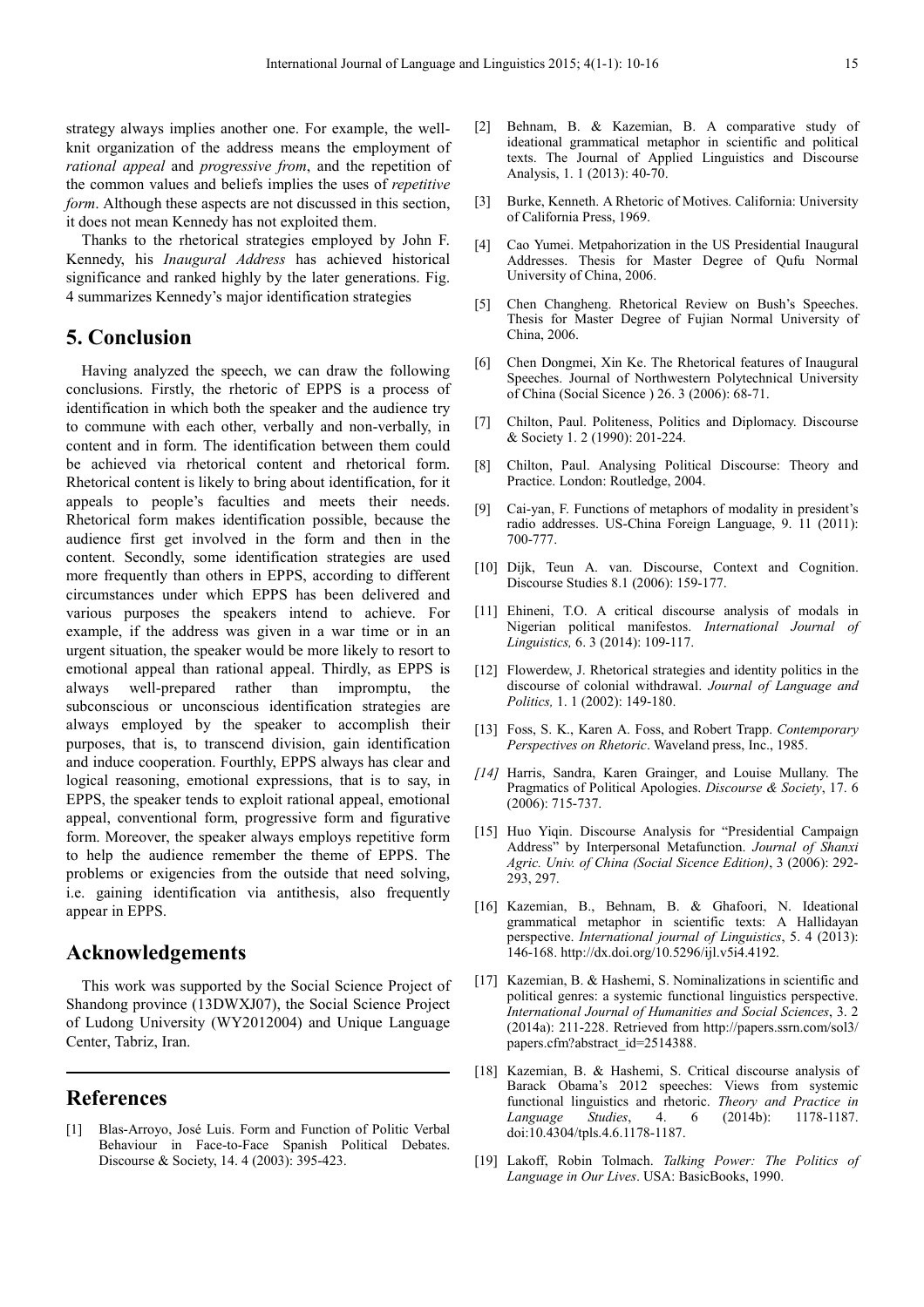strategy always implies another one. For example, the well-knit organization of the address means the employment of *rational appeal* and *progressive from*, and the repetition of the common values and beliefs implies the uses of *repetitive form*. Although these aspects are not discussed in this section, it does not mean Kennedy has not exploited them.

Thanks to the rhetorical strategies employed by John F. Kennedy, his *Inaugural Address* has achieved historical significance and ranked highly by the later generations. Fig. 4 summarizes Kennedy's major identification strategies

## 5. Conclusion

Having analyzed the speech, we can draw the following conclusions. Firstly, the rhetoric of EPPS is a process of identification in which both the speaker and the audience try to commune with each other, verbally and non-verbally, in content and in form. The identification between them could be achieved via rhetorical content and rhetorical form. Rhetorical content is likely to bring about identification, for it appeals to people's faculties and meets their needs. Rhetorical form makes identification possible, because the audience first get involved in the form and then in the content. Secondly, some identification strategies are used more frequently than others in EPPS, according to different circumstances under which EPPS has been delivered and various purposes the speakers intend to achieve. For example, if the address was given in a war time or in an urgent situation, the speaker would be more likely to resort to emotional appeal than rational appeal. Thirdly, as EPPS is always well-prepared rather than impromptu, the subconscious or unconscious identification strategies are always employed by the speaker to accomplish their purposes, that is, to transcend division, gain identification and induce cooperation. Fourthly, EPPS always has clear and logical reasoning, emotional expressions, that is to say, in EPPS, the speaker tends to exploit rational appeal, emotional appeal, conventional form, progressive form and figurative form. Moreover, the speaker always employs repetitive form to help the audience remember the theme of EPPS. The problems or exigencies from the outside that need solving, i.e. gaining identification via antithesis, also frequently appear in EPPS.

## Acknowledgements

This work was supported by the Social Science Project of Shandong province (13DWXJ07), the Social Science Project of Ludong University (WY2012004) and Unique Language Center, Tabriz, Iran.

## References

[1] Blas-Arroyo, José Luis. Form and Function of Politic Verbal Behaviour in Face-to-Face Spanish Political Debates. Discourse & Society, 14. 4 (2003): 395-423.

[2] Behnam, B. & Kazemian, B. A comparative study of ideational grammatical metaphor in scientific and political texts. The Journal of Applied Linguistics and Discourse Analysis, 1. 1 (2013): 40-70.

[3] Burke, Kenneth. A Rhetoric of Motives. California: University of California Press, 1969.

[4] Cao Yumei. Metpahorization in the US Presidential Inaugural Addresses. Thesis for Master Degree of Qufu Normal University of China, 2006.

[5] Chen Changheng. Rhetorical Review on Bush's Speeches. Thesis for Master Degree of Fujian Normal University of China, 2006.

[6] Chen Dongmei, Xin Ke. The Rhetorical features of Inaugural Speeches. Journal of Northwestern Polytechnical University of China (Social Sicence ) 26. 3 (2006): 68-71.

[7] Chilton, Paul. Politeness, Politics and Diplomacy. Discourse & Society 1. 2 (1990): 201-224.

[8] Chilton, Paul. Analysing Political Discourse: Theory and Practice. London: Routledge, 2004.

[9] Cai-yan, F. Functions of metaphors of modality in president's radio addresses. US-China Foreign Language, 9. 11 (2011): 700-777.

[10] Dijk, Teun A. van. Discourse, Context and Cognition. Discourse Studies 8.1 (2006): 159-177.

[11] Ehineni, T.O. A critical discourse analysis of modals in Nigerian political manifestos. *International Journal of Linguistics,* 6. 3 (2014): 109-117.

[12] Flowerdew, J. Rhetorical strategies and identity politics in the discourse of colonial withdrawal. *Journal of Language and Politics,* 1. 1 (2002): 149-180.

[13] Foss, S. K., Karen A. Foss, and Robert Trapp. *Contemporary Perspectives on Rhetoric*. Waveland press, Inc., 1985.

[14] Harris, Sandra, Karen Grainger, and Louise Mullany. The Pragmatics of Political Apologies. *Discourse & Society*, 17. 6 (2006): 715-737.

[15] Huo Yiqin. Discourse Analysis for "Presidential Campaign Address" by Interpersonal Metafunction. *Journal of Shanxi Agric. Univ. of China (Social Sicence Edition)*, 3 (2006): 292-293, 297.

[16] Kazemian, B., Behnam, B. & Ghafoori, N. Ideational grammatical metaphor in scientific texts: A Hallidayan perspective. *International journal of Linguistics*, 5. 4 (2013): 146-168. http://dx.doi.org/10.5296/ijl.v5i4.4192.

[17] Kazemian, B. & Hashemi, S. Nominalizations in scientific and political genres: a systemic functional linguistics perspective. *International Journal of Humanities and Social Sciences*, 3. 2 (2014a): 211-228. Retrieved from http://papers.ssrn.com/sol3/papers.cfm?abstract_id=2514388.

[18] Kazemian, B. & Hashemi, S. Critical discourse analysis of Barack Obama's 2012 speeches: Views from systemic functional linguistics and rhetoric. *Theory and Practice in Language Studies*, 4. 6 (2014b): 1178-1187. doi:10.4304/tpls.4.6.1178-1187.

[19] Lakoff, Robin Tolmach. *Talking Power: The Politics of Language in Our Lives*. USA: BasicBooks, 1990.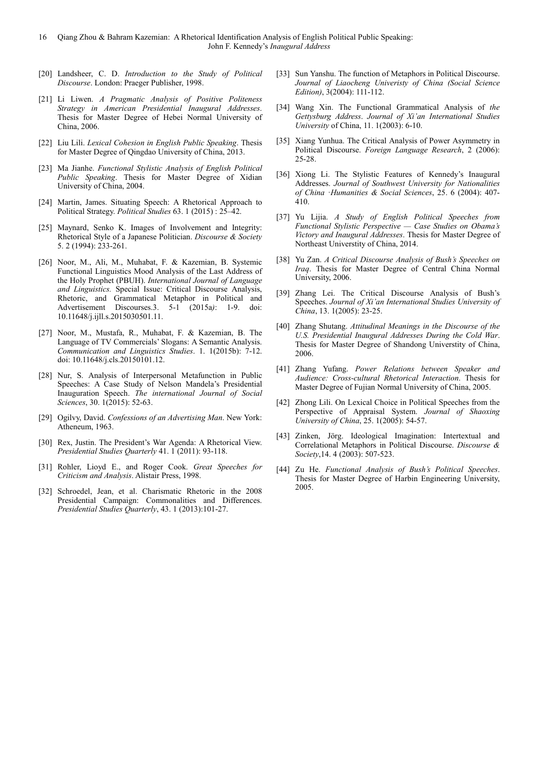[20] Landsheer, C. D. *Introduction to the Study of Political Discourse*. London: Praeger Publisher, 1998.

[21] Li Liwen. *A Pragmatic Analysis of Positive Politeness Strategy in American Presidential Inaugural Addresses*. Thesis for Master Degree of Hebei Normal University of China, 2006.

[22] Liu Lili. *Lexical Cohesion in English Public Speaking*. Thesis for Master Degree of Qingdao University of China, 2013.

[23] Ma Jianhe. *Functional Stylistic Analysis of English Political Public Speaking*. Thesis for Master Degree of Xidian University of China, 2004.

[24] Martin, James. Situating Speech: A Rhetorical Approach to Political Strategy. *Political Studies* 63. 1 (2015) : 25–42.

[25] Maynard, Senko K. Images of Involvement and Integrity: Rhetorical Style of a Japanese Politician. *Discourse & Society* 5. 2 (1994): 233-261.

[26] Noor, M., Ali, M., Muhabat, F. & Kazemian, B. Systemic Functional Linguistics Mood Analysis of the Last Address of the Holy Prophet (PBUH). *International Journal of Language and Linguistics.* Special Issue: Critical Discourse Analysis, Rhetoric, and Grammatical Metaphor in Political and Advertisement Discourses.3. 5-1 (2015a): 1-9. doi: 10.11648/j.ijll.s.2015030501.11.

[27] Noor, M., Mustafa, R., Muhabat, F. & Kazemian, B. The Language of TV Commercials' Slogans: A Semantic Analysis. *Communication and Linguistics Studies*. 1. 1(2015b): 7-12. doi: 10.11648/j.cls.20150101.12.

[28] Nur, S. Analysis of Interpersonal Metafunction in Public Speeches: A Case Study of Nelson Mandela's Presidential Inauguration Speech. *The international Journal of Social Sciences*, 30. 1(2015): 52-63.

[29] Ogilvy, David. *Confessions of an Advertising Man*. New York: Atheneum, 1963.

[30] Rex, Justin. The President's War Agenda: A Rhetorical View. *Presidential Studies Quarterly* 41. 1 (2011): 93-118.

[31] Rohler, Lioyd E., and Roger Cook. *Great Speeches for Criticism and Analysis*. Alistair Press, 1998.

[32] Schroedel, Jean, et al. Charismatic Rhetoric in the 2008 Presidential Campaign: Commonalities and Differences. *Presidential Studies Quarterly*, 43. 1 (2013):101-27.

[33] Sun Yanshu. The function of Metaphors in Political Discourse. *Journal of Liaocheng Univeristy of China (Social Science Edition)*, 3(2004): 111-112.

[34] Wang Xin. The Functional Grammatical Analysis of *the Gettysburg Address*. *Journal of Xi'an International Studies University* of China, 11. 1(2003): 6-10.

[35] Xiang Yunhua. The Critical Analysis of Power Asymmetry in Political Discourse. *Foreign Language Research*, 2 (2006): 25-28.

[36] Xiong Li. The Stylistic Features of Kennedy's Inaugural Addresses. *Journal of Southwest University for Nationalities of China ·Humanities & Social Sciences*, 25. 6 (2004): 407-410.

[37] Yu Lijia. *A Study of English Political Speeches from Functional Stylistic Perspective — Case Studies on Obama's Victory and Inaugural Addresses*. Thesis for Master Degree of Northeast Universtity of China, 2014.

[38] Yu Zan. *A Critical Discourse Analysis of Bush's Speeches on Iraq*. Thesis for Master Degree of Central China Normal University, 2006.

[39] Zhang Lei. The Critical Discourse Analysis of Bush's Speeches. *Journal of Xi'an International Studies University of China*, 13. 1(2005): 23-25.

[40] Zhang Shutang. *Attitudinal Meanings in the Discourse of the U.S. Presidential Inaugural Addresses During the Cold War*. Thesis for Master Degree of Shandong Universtity of China, 2006.

[41] Zhang Yufang. *Power Relations between Speaker and Audience: Cross-cultural Rhetorical Interaction*. Thesis for Master Degree of Fujian Normal University of China, 2005.

[42] Zhong Lili. On Lexical Choice in Political Speeches from the Perspective of Appraisal System. *Journal of Shaoxing University of China*, 25. 1(2005): 54-57.

[43] Zinken, Jörg. Ideological Imagination: Intertextual and Correlational Metaphors in Political Discourse. *Discourse & Society*,14. 4 (2003): 507-523.

[44] Zu He. *Functional Analysis of Bush's Political Speeches*. Thesis for Master Degree of Harbin Engineering University, 2005.